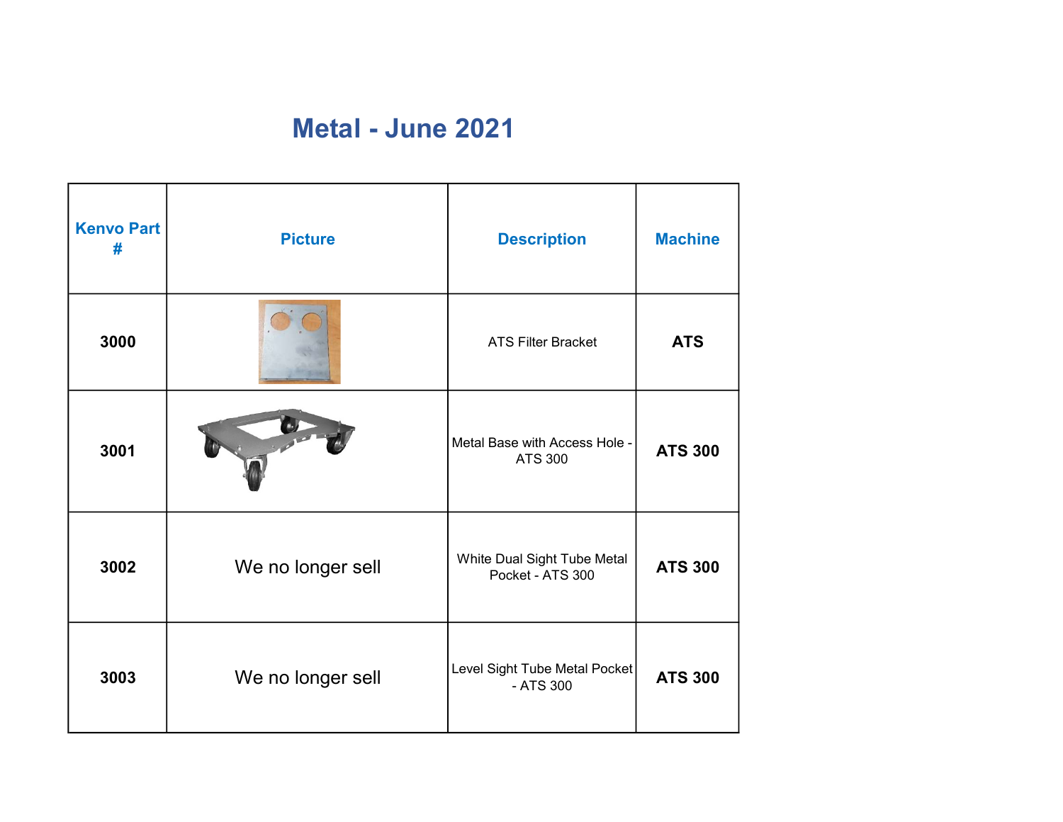# Metal - June 2021

| Kenvo Part # | Picture | Description | Machine |
|---|---|---|---|
| 3000 | | ATS Filter Bracket | ATS |
| 3001 | | Metal Base with Access Hole - ATS 300 | ATS 300 |
| 3002 | We no longer sell | White Dual Sight Tube Metal Pocket - ATS 300 | ATS 300 |
| 3003 | We no longer sell | Level Sight Tube Metal Pocket - ATS 300 | ATS 300 |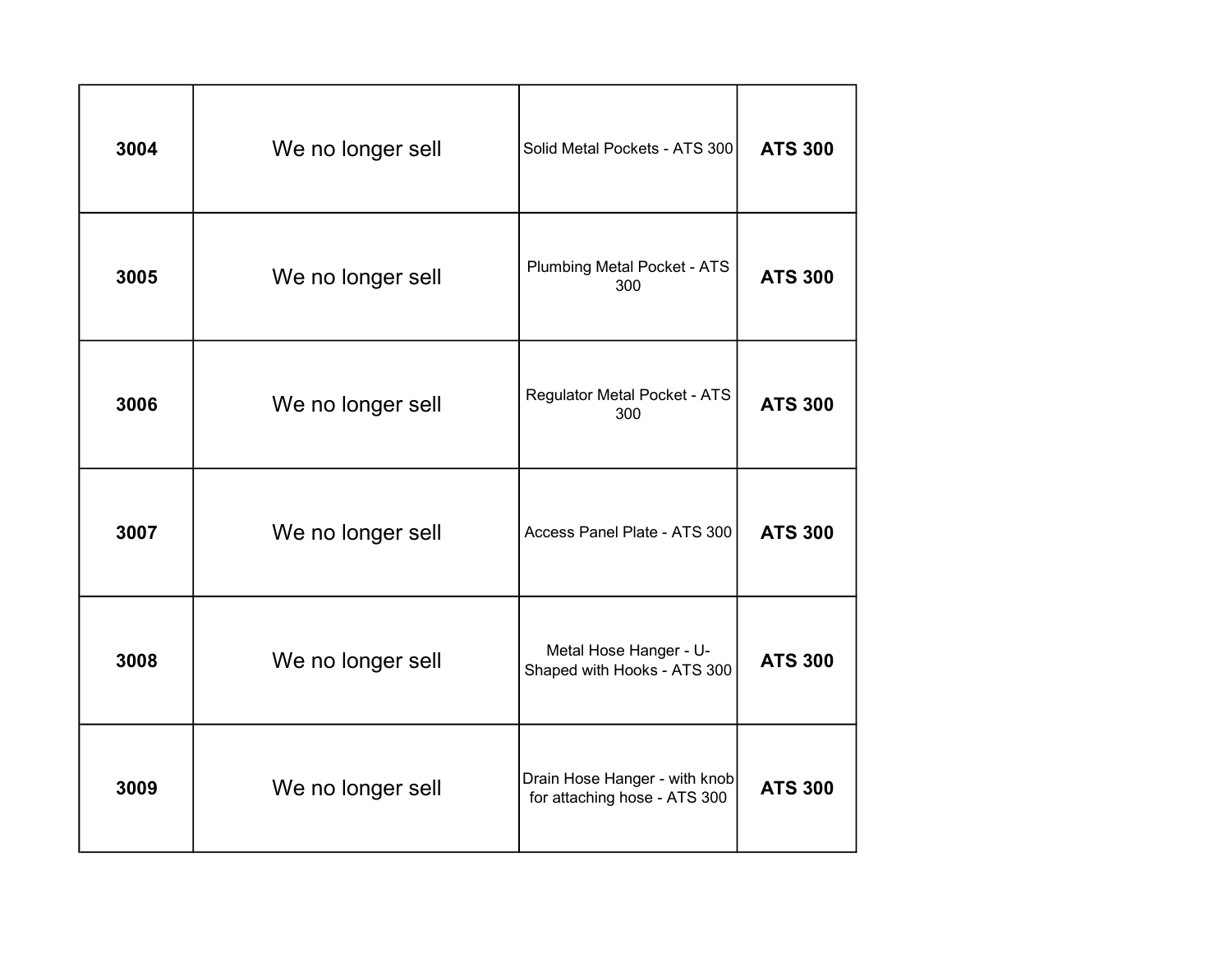| | | | |
|---|---|---|---|
| **3004** | We no longer sell | Solid Metal Pockets - ATS 300 | **ATS 300** |
| **3005** | We no longer sell | Plumbing Metal Pocket - ATS 300 | **ATS 300** |
| **3006** | We no longer sell | Regulator Metal Pocket - ATS 300 | **ATS 300** |
| **3007** | We no longer sell | Access Panel Plate - ATS 300 | **ATS 300** |
| **3008** | We no longer sell | Metal Hose Hanger - U-Shaped with Hooks - ATS 300 | **ATS 300** |
| **3009** | We no longer sell | Drain Hose Hanger - with knob for attaching hose - ATS 300 | **ATS 300** |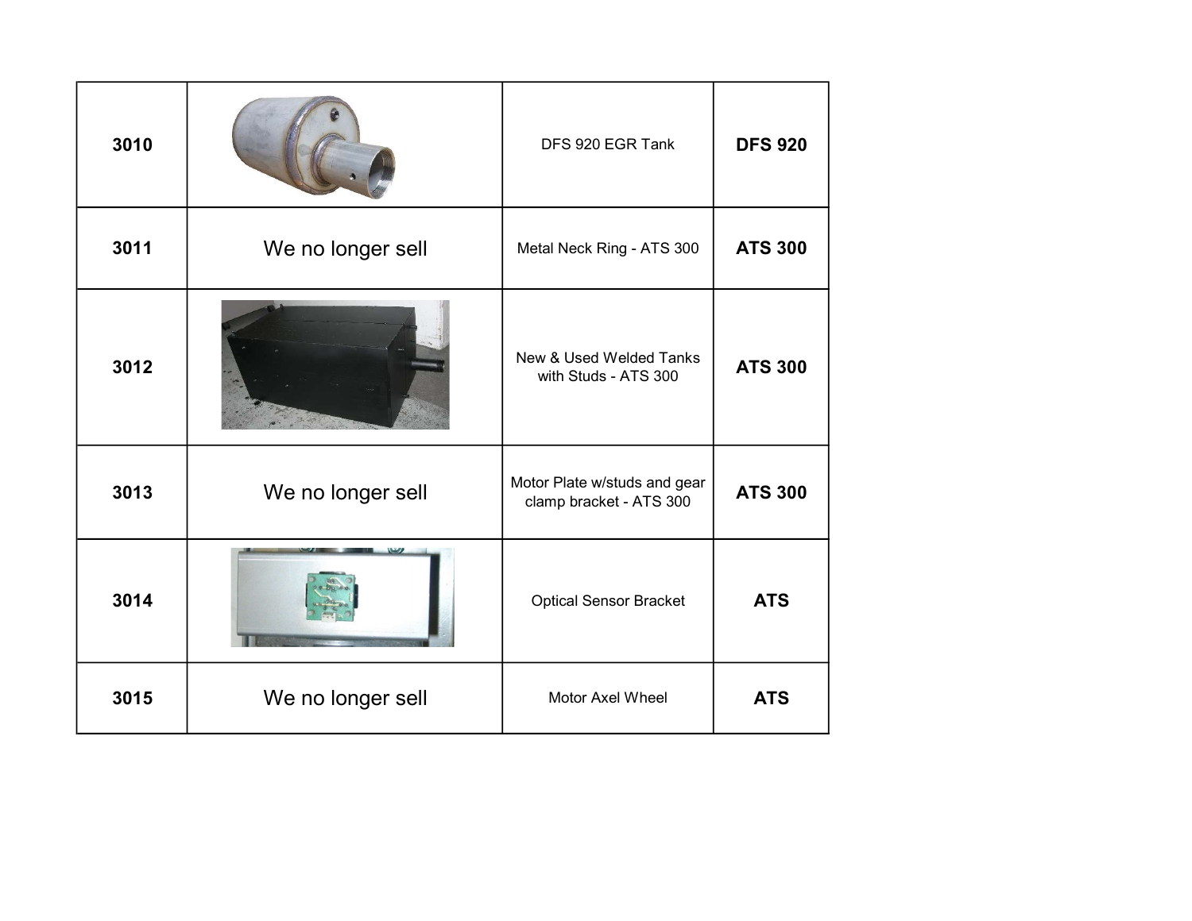| | | | |
|---|---|---|---|
| **3010** | | DFS 920 EGR Tank | **DFS 920** |
| **3011** | We no longer sell | Metal Neck Ring - ATS 300 | **ATS 300** |
| **3012** | | New & Used Welded Tanks with Studs - ATS 300 | **ATS 300** |
| **3013** | We no longer sell | Motor Plate w/studs and gear clamp bracket - ATS 300 | **ATS 300** |
| **3014** | | Optical Sensor Bracket | **ATS** |
| **3015** | We no longer sell | Motor Axel Wheel | **ATS** |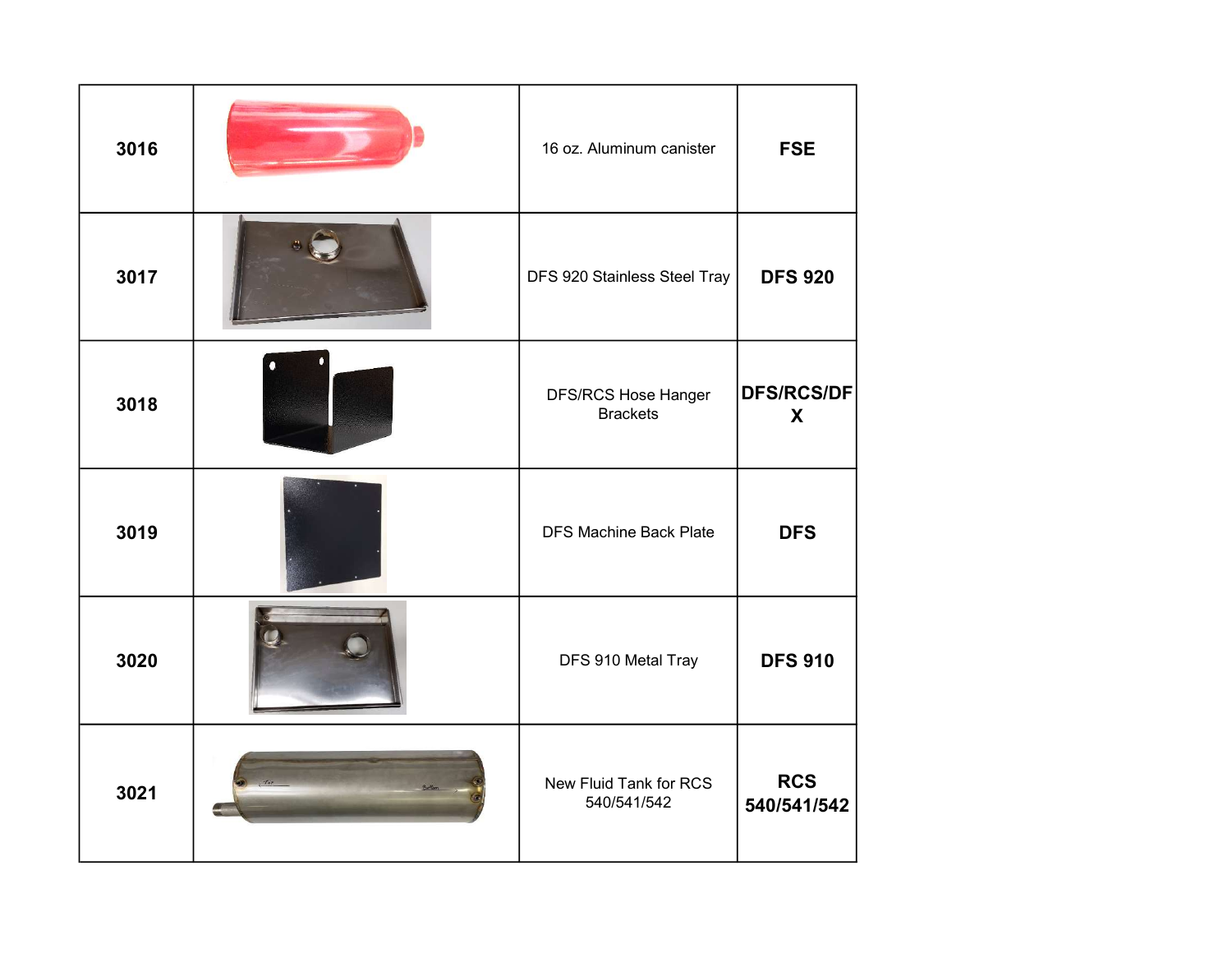| | | | |
|---|---|---|---|
| **3016** | | 16 oz. Aluminum canister | **FSE** |
| **3017** | | DFS 920 Stainless Steel Tray | **DFS 920** |
| **3018** | | DFS/RCS Hose Hanger Brackets | **DFS/RCS/DFX** |
| **3019** | | DFS Machine Back Plate | **DFS** |
| **3020** | | DFS 910 Metal Tray | **DFS 910** |
| **3021** | | New Fluid Tank for RCS 540/541/542 | **RCS 540/541/542** |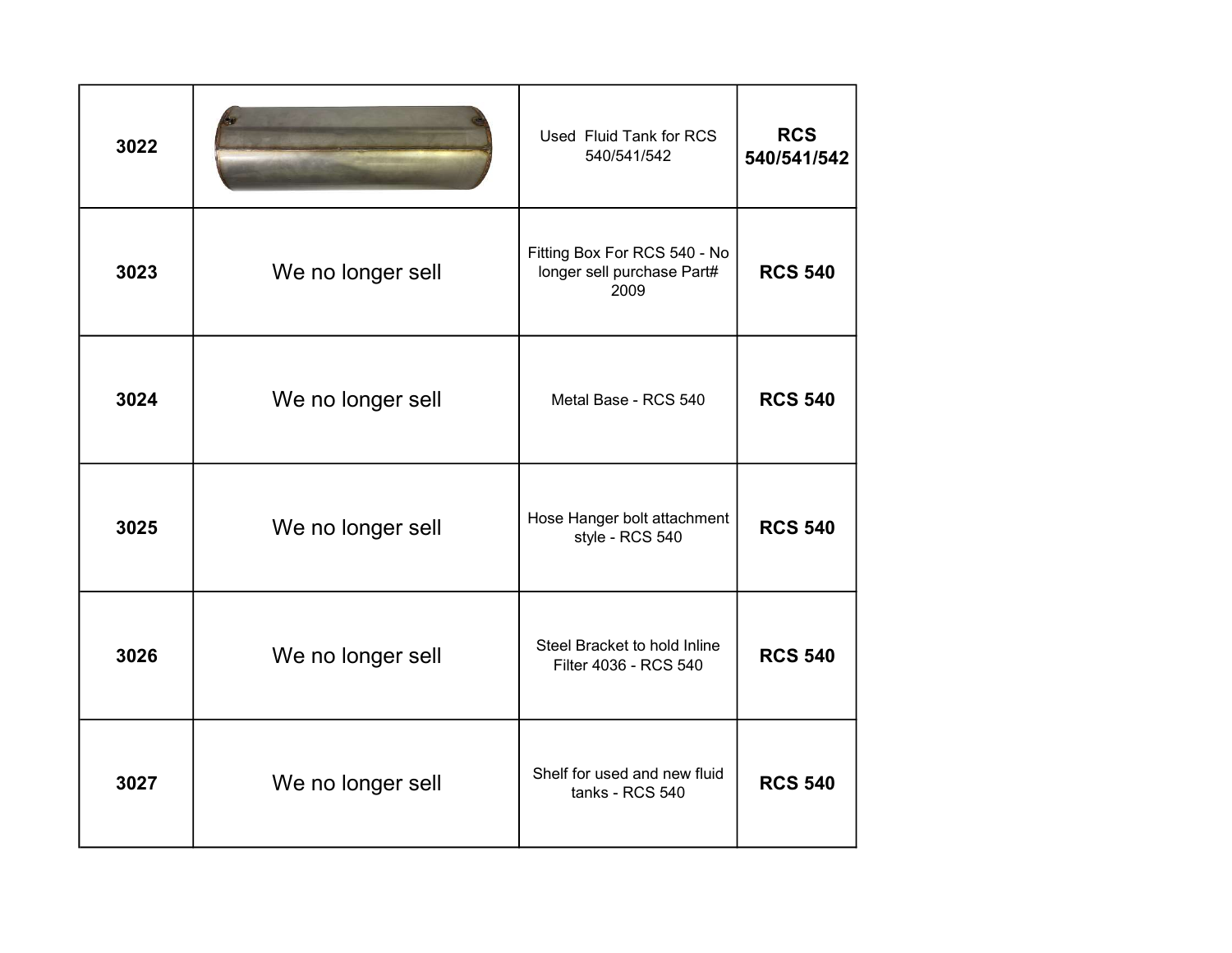| 3022 | | Used Fluid Tank for RCS 540/541/542 | **RCS 540/541/542** |
|---|---|---|---|
| 3023 | We no longer sell | Fitting Box For RCS 540 - No longer sell purchase Part# 2009 | **RCS 540** |
| 3024 | We no longer sell | Metal Base - RCS 540 | **RCS 540** |
| 3025 | We no longer sell | Hose Hanger bolt attachment style - RCS 540 | **RCS 540** |
| 3026 | We no longer sell | Steel Bracket to hold Inline Filter 4036 - RCS 540 | **RCS 540** |
| 3027 | We no longer sell | Shelf for used and new fluid tanks - RCS 540 | **RCS 540** |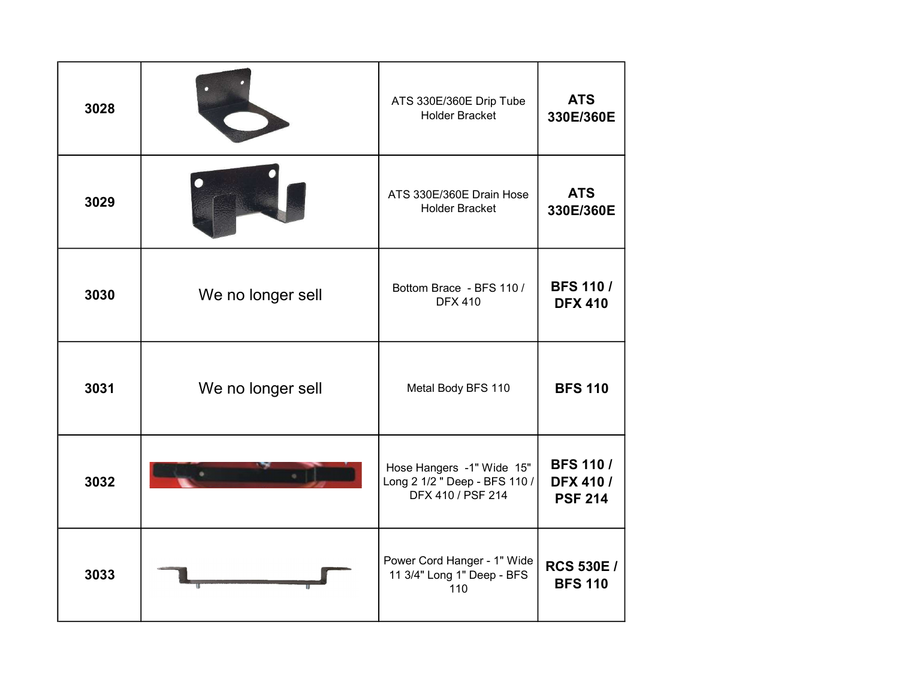| | | | |
|---|---|---|---|
| **3028** | | ATS 330E/360E Drip Tube Holder Bracket | **ATS 330E/360E** |
| **3029** | | ATS 330E/360E Drain Hose Holder Bracket | **ATS 330E/360E** |
| **3030** | We no longer sell | Bottom Brace - BFS 110 / DFX 410 | **BFS 110 / DFX 410** |
| **3031** | We no longer sell | Metal Body BFS 110 | **BFS 110** |
| **3032** | | Hose Hangers -1" Wide 15" Long 2 1/2 " Deep - BFS 110 / DFX 410 / PSF 214 | **BFS 110 / DFX 410 / PSF 214** |
| **3033** | | Power Cord Hanger - 1" Wide 11 3/4" Long 1" Deep - BFS 110 | **RCS 530E / BFS 110** |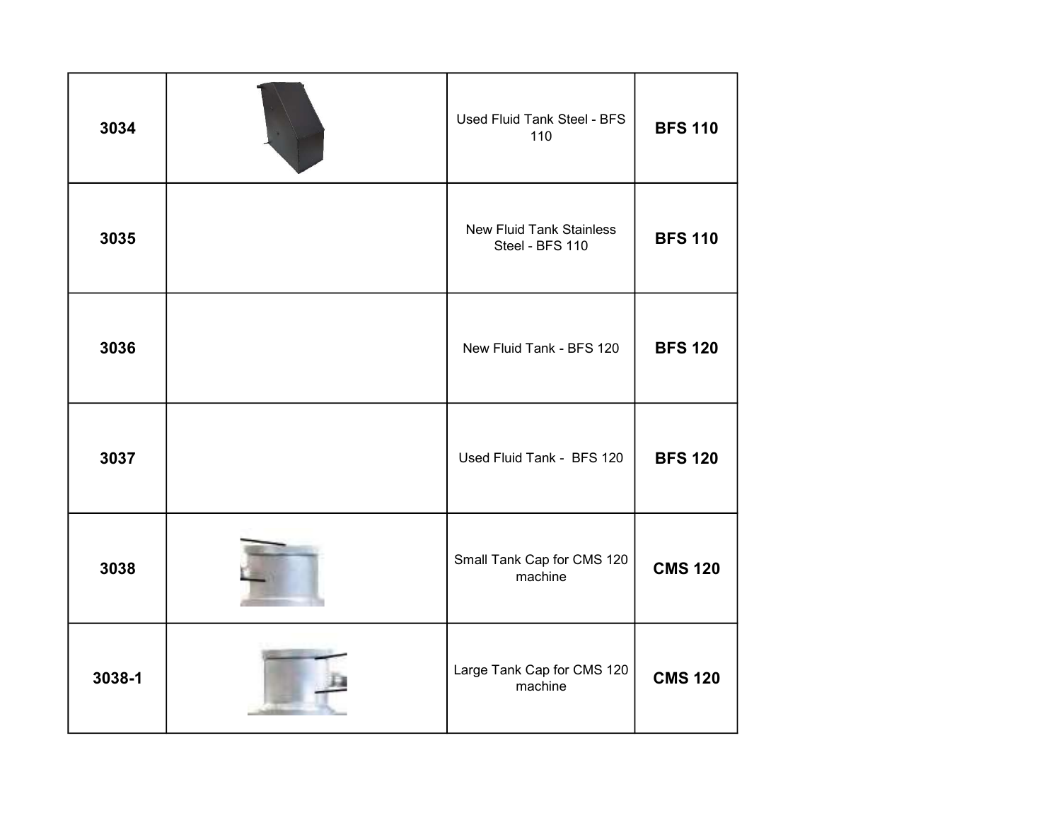| 3034 | | Used Fluid Tank Steel - BFS 110 | **BFS 110** |
|---|---|---|---|
| 3035 | | New Fluid Tank Stainless Steel - BFS 110 | **BFS 110** |
| 3036 | | New Fluid Tank - BFS 120 | **BFS 120** |
| 3037 | | Used Fluid Tank - BFS 120 | **BFS 120** |
| 3038 | | Small Tank Cap for CMS 120 machine | **CMS 120** |
| 3038-1 | | Large Tank Cap for CMS 120 machine | **CMS 120** |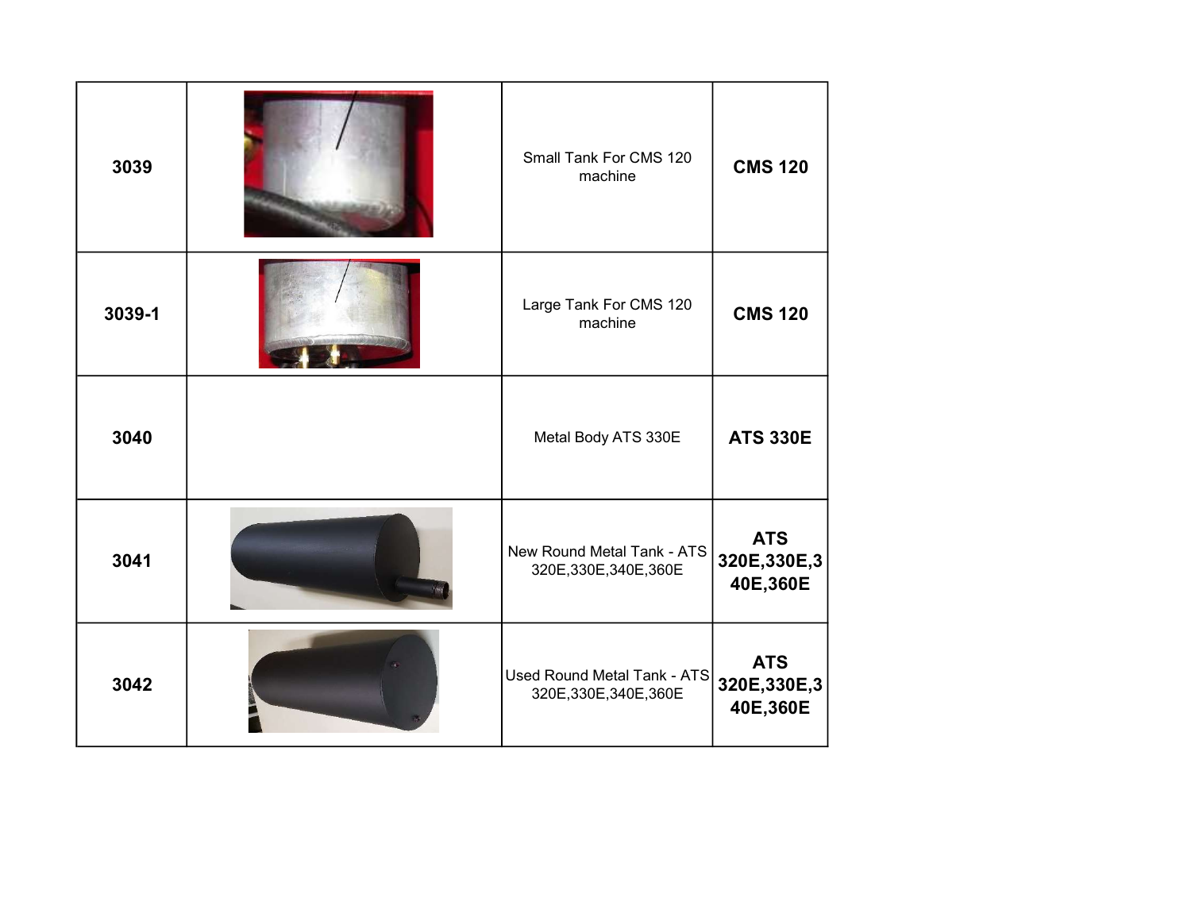| | | | |
|---|---|---|---|
| **3039** | | Small Tank For CMS 120 machine | **CMS 120** |
| **3039-1** | | Large Tank For CMS 120 machine | **CMS 120** |
| **3040** | | Metal Body ATS 330E | **ATS 330E** |
| **3041** | | New Round Metal Tank - ATS 320E,330E,340E,360E | **ATS 320E,330E,340E,360E** |
| **3042** | | Used Round Metal Tank - ATS 320E,330E,340E,360E | **ATS 320E,330E,340E,360E** |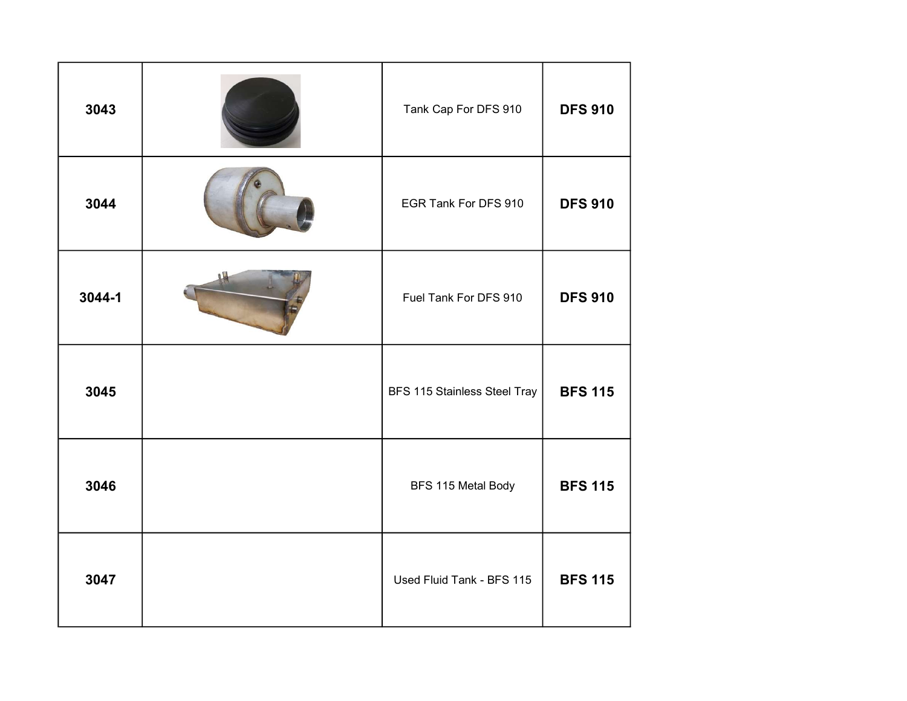| 3043 | | Tank Cap For DFS 910 | **DFS 910** |
|---|---|---|---|
| **3044** | | EGR Tank For DFS 910 | **DFS 910** |
| **3044-1** | | Fuel Tank For DFS 910 | **DFS 910** |
| **3045** | | BFS 115 Stainless Steel Tray | **BFS 115** |
| **3046** | | BFS 115 Metal Body | **BFS 115** |
| **3047** | | Used Fluid Tank - BFS 115 | **BFS 115** |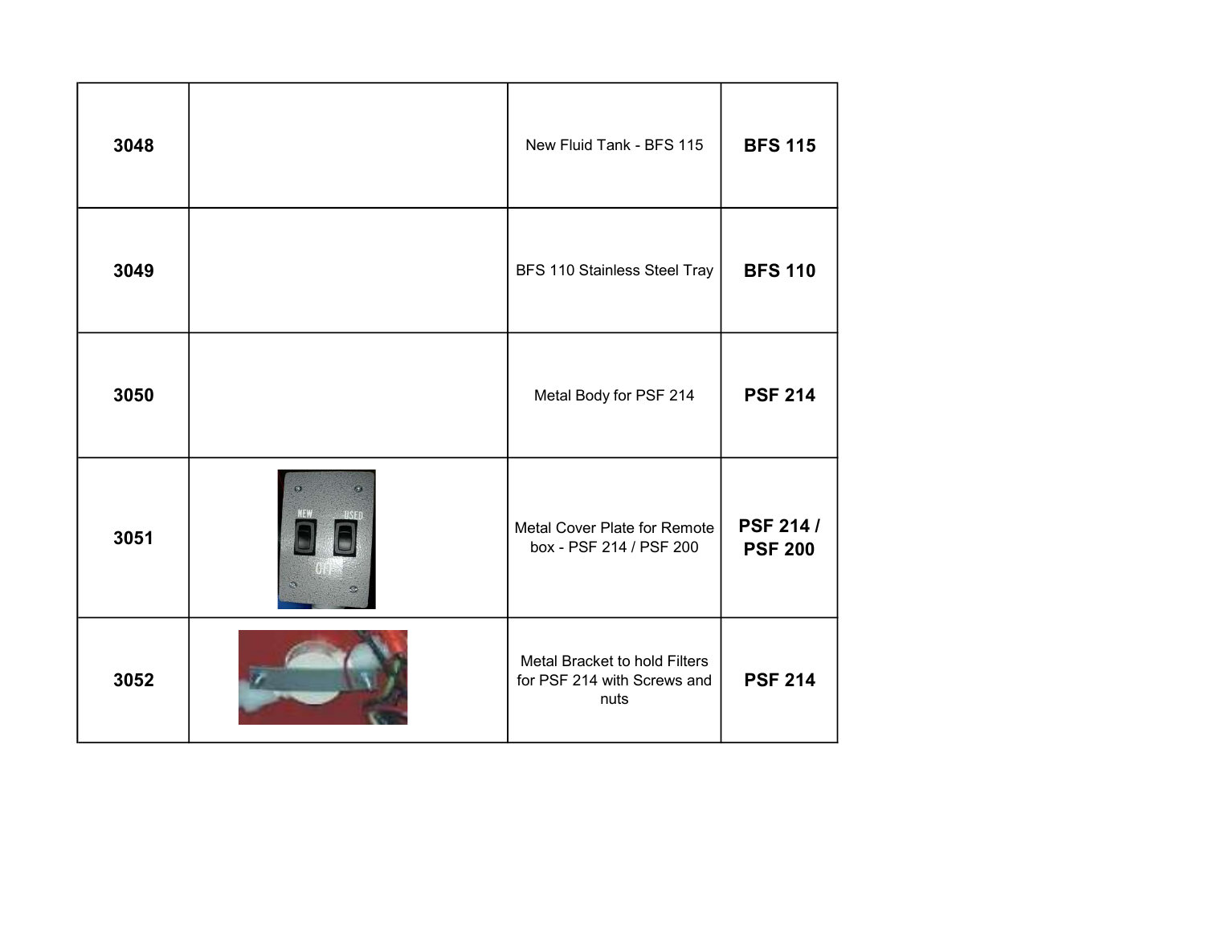| | | | |
|---|---|---|---|
| **3048** | | New Fluid Tank - BFS 115 | **BFS 115** |
| **3049** | | BFS 110 Stainless Steel Tray | **BFS 110** |
| **3050** | | Metal Body for PSF 214 | **PSF 214** |
| **3051** | | Metal Cover Plate for Remote box - PSF 214 / PSF 200 | **PSF 214 / PSF 200** |
| **3052** | | Metal Bracket to hold Filters for PSF 214 with Screws and nuts | **PSF 214** |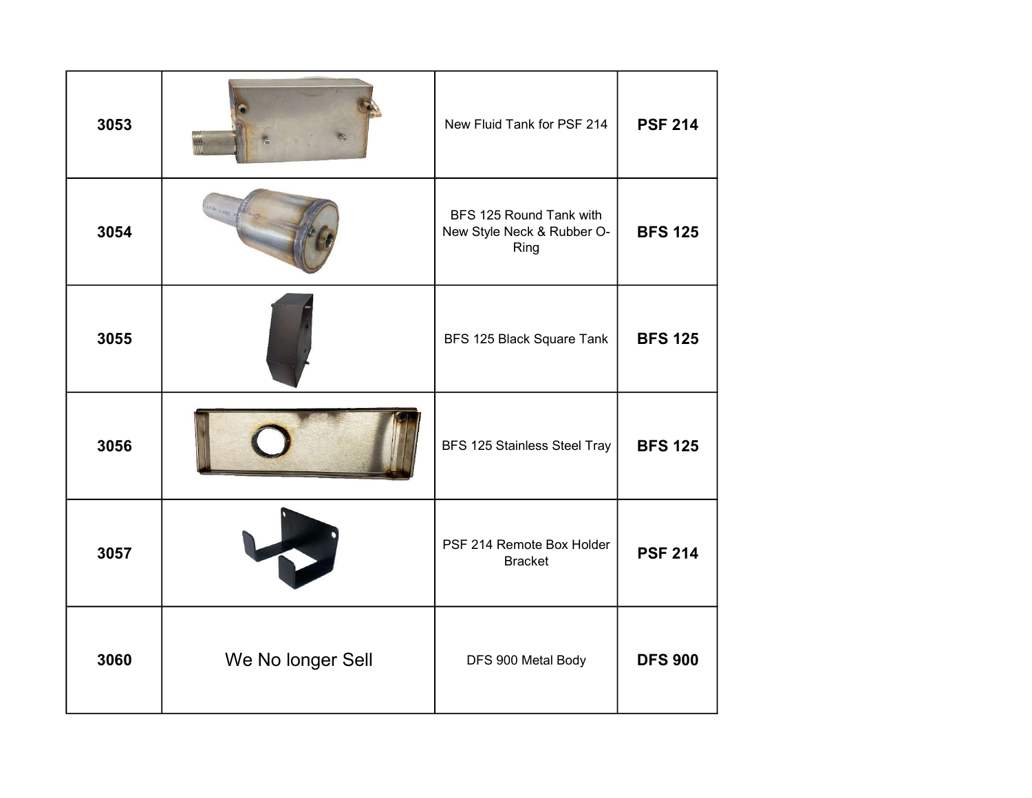| 3053 | | New Fluid Tank for PSF 214 | **PSF 214** |
|---|---|---|---|
| 3054 | | BFS 125 Round Tank with New Style Neck & Rubber O-Ring | **BFS 125** |
| 3055 | | BFS 125 Black Square Tank | **BFS 125** |
| 3056 | | BFS 125 Stainless Steel Tray | **BFS 125** |
| 3057 | | PSF 214 Remote Box Holder Bracket | **PSF 214** |
| 3060 | We No longer Sell | DFS 900 Metal Body | **DFS 900** |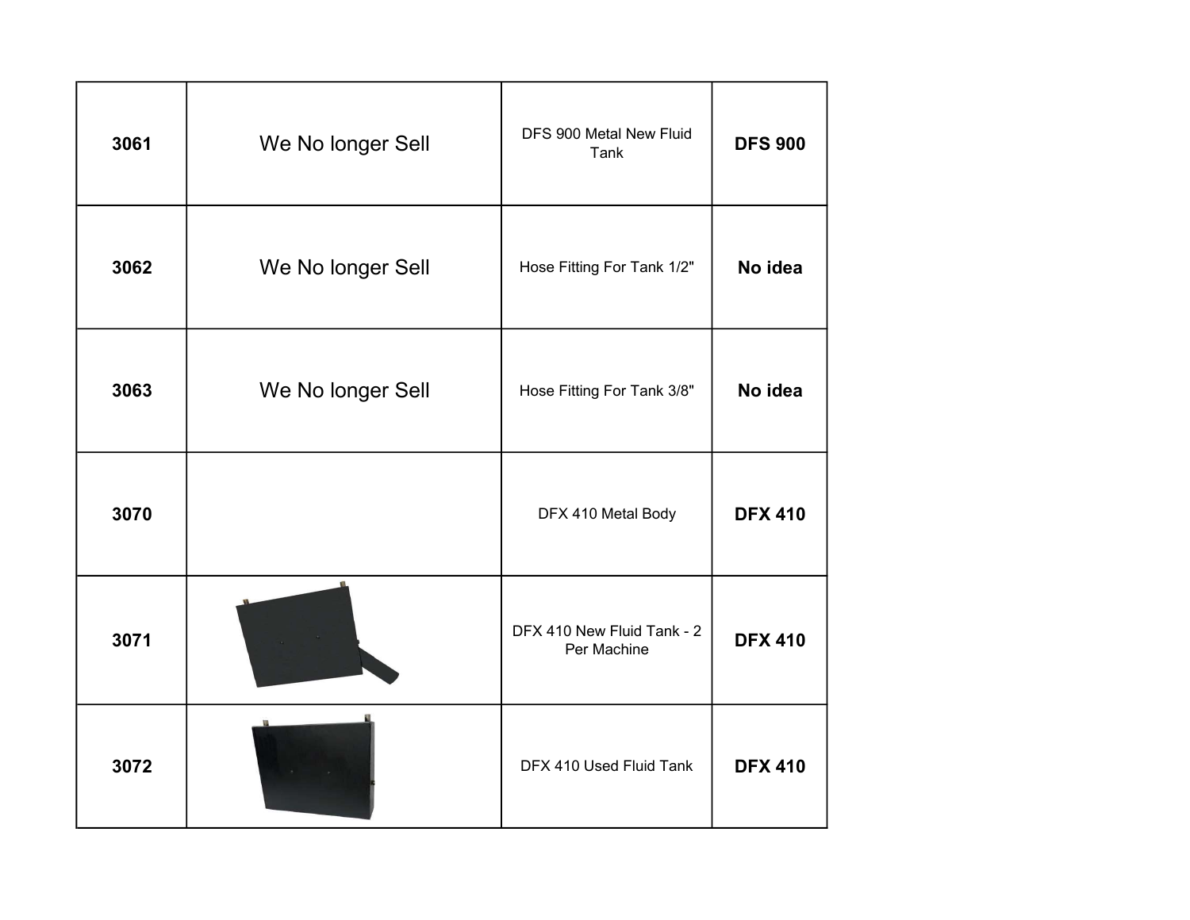| 3061 | We No longer Sell | DFS 900 Metal New Fluid Tank | **DFS 900** |
|---|---|---|---|
| 3062 | We No longer Sell | Hose Fitting For Tank 1/2" | **No idea** |
| 3063 | We No longer Sell | Hose Fitting For Tank 3/8" | **No idea** |
| 3070 | | DFX 410 Metal Body | **DFX 410** |
| 3071 | | DFX 410 New Fluid Tank - 2 Per Machine | **DFX 410** |
| 3072 | | DFX 410 Used Fluid Tank | **DFX 410** |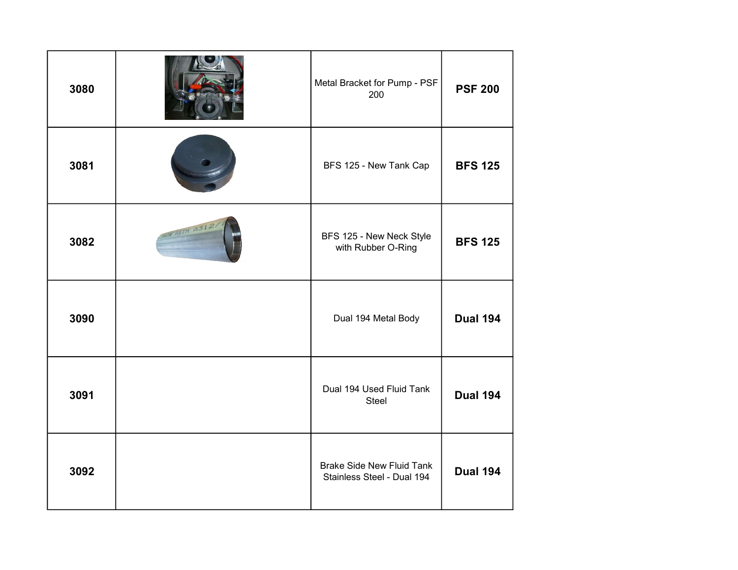| | | | |
|---|---|---|---|
| **3080** | | Metal Bracket for Pump - PSF 200 | **PSF 200** |
| **3081** | | BFS 125 - New Tank Cap | **BFS 125** |
| **3082** | | BFS 125 - New Neck Style with Rubber O-Ring | **BFS 125** |
| **3090** | | Dual 194 Metal Body | **Dual 194** |
| **3091** | | Dual 194 Used Fluid Tank Steel | **Dual 194** |
| **3092** | | Brake Side New Fluid Tank Stainless Steel - Dual 194 | **Dual 194** |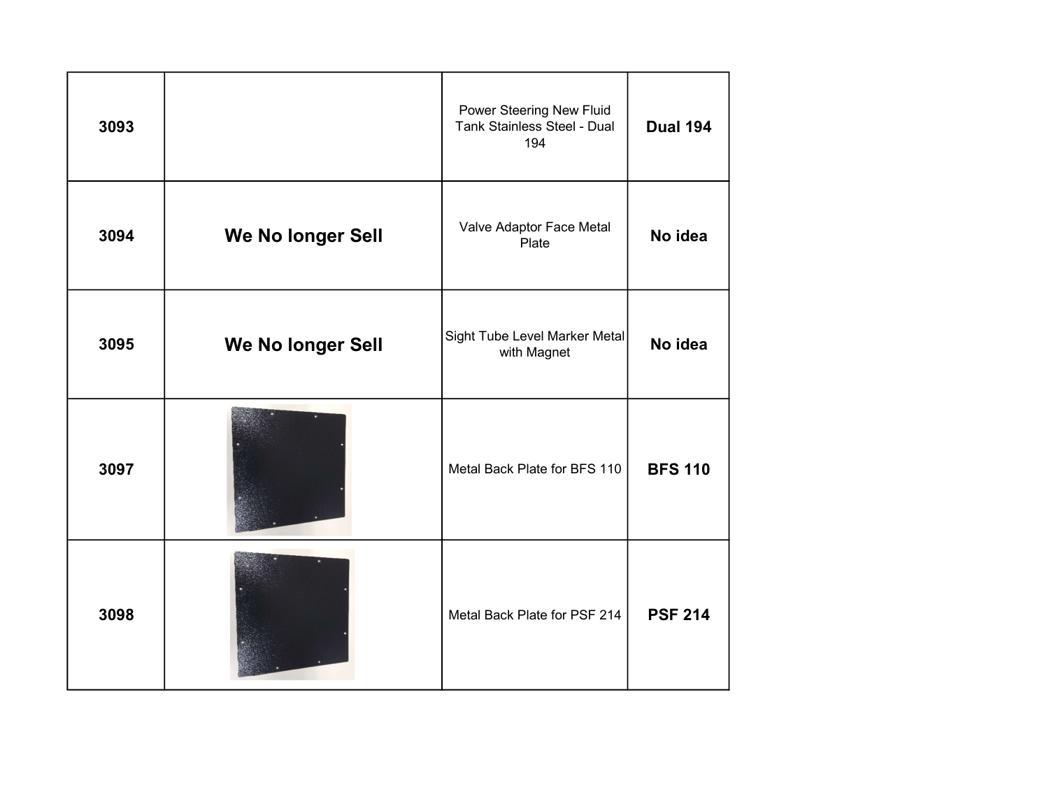| | | | |
|---|---|---|---|
| **3093** | | Power Steering New Fluid Tank Stainless Steel - Dual 194 | **Dual 194** |
| **3094** | **We No longer Sell** | Valve Adaptor Face Metal Plate | **No idea** |
| **3095** | **We No longer Sell** | Sight Tube Level Marker Metal with Magnet | **No idea** |
| **3097** | | Metal Back Plate for BFS 110 | **BFS 110** |
| **3098** | | Metal Back Plate for PSF 214 | **PSF 214** |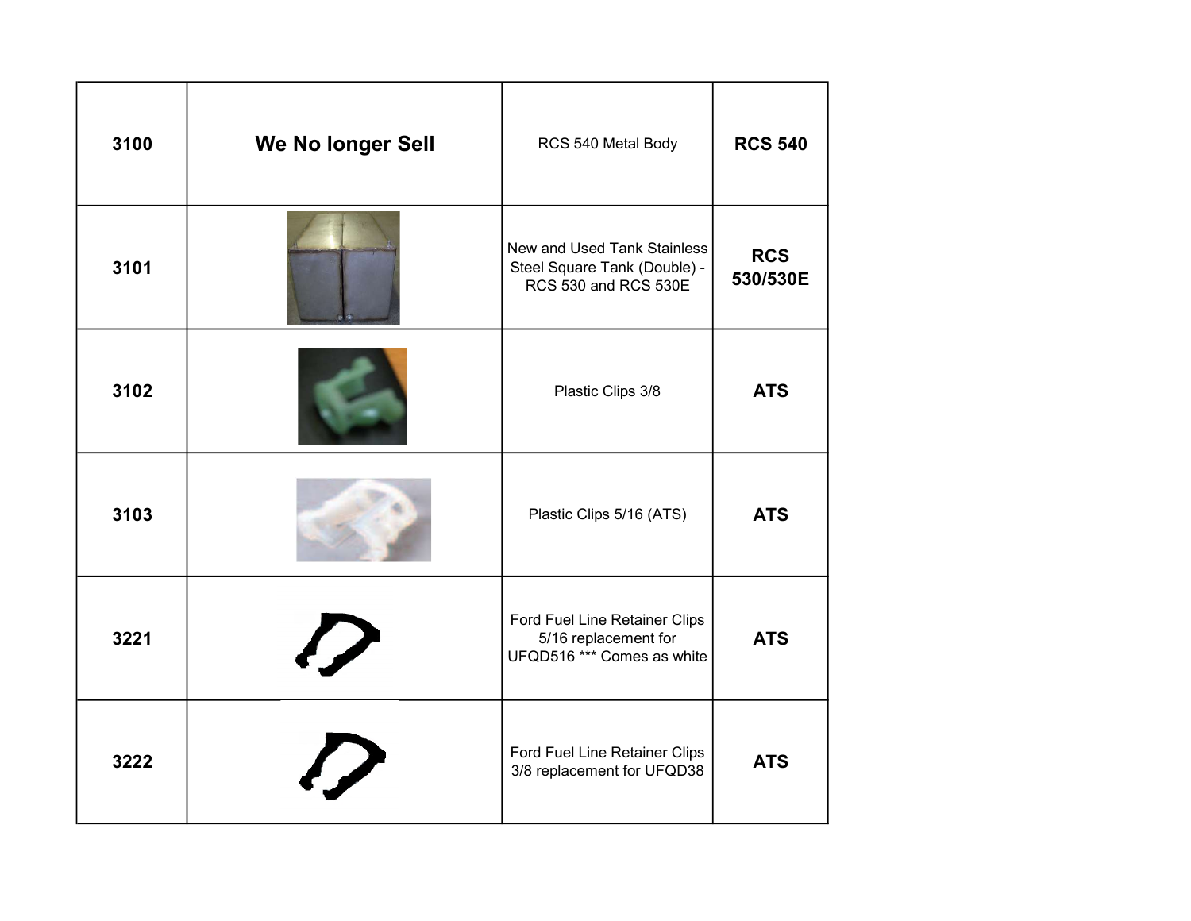| | | | |
|---|---|---|---|
| **3100** | **We No longer Sell** | RCS 540 Metal Body | **RCS 540** |
| **3101** | | New and Used Tank Stainless Steel Square Tank (Double) - RCS 530 and RCS 530E | **RCS 530/530E** |
| **3102** | | Plastic Clips 3/8 | **ATS** |
| **3103** | | Plastic Clips 5/16 (ATS) | **ATS** |
| **3221** | | Ford Fuel Line Retainer Clips 5/16 replacement for UFQD516 *** Comes as white | **ATS** |
| **3222** | | Ford Fuel Line Retainer Clips 3/8 replacement for UFQD38 | **ATS** |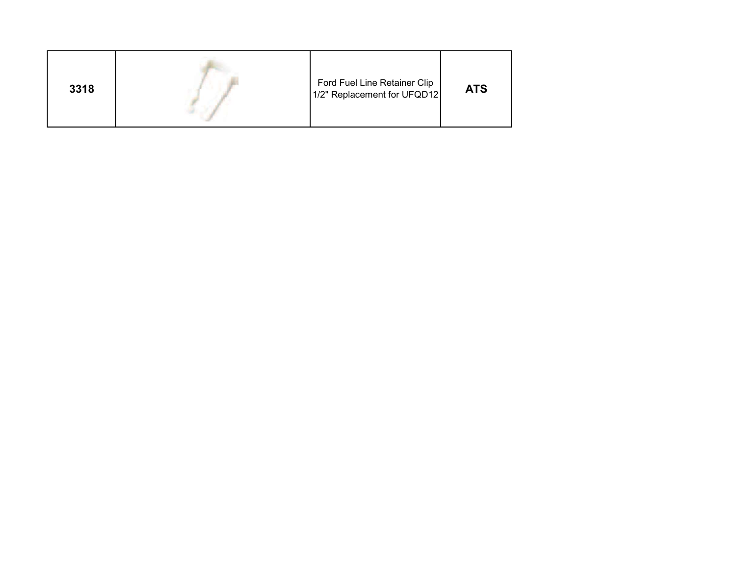| | | | |
|---|---|---|---|
| **3318** | | Ford Fuel Line Retainer Clip 1/2" Replacement for UFQD12 | **ATS** |